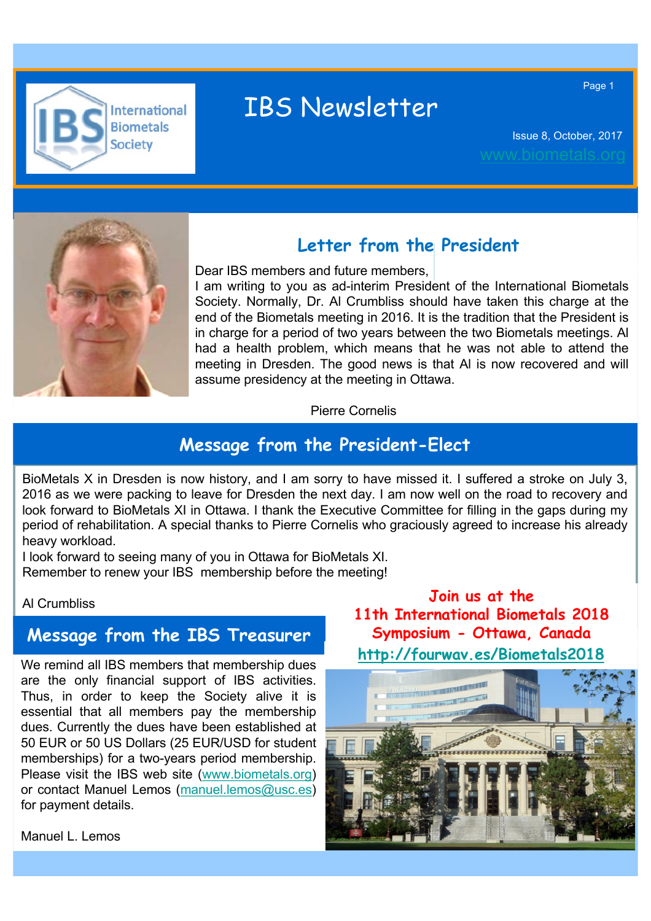# IBS Newsletter

Issue 8, October, 2017

www.biometals.org

## Letter from the President

Dear IBS members and future members,

I am writing to you as ad-interim President of the International Biometals Society. Normally, Dr. Al Crumbliss should have taken this charge at the end of the Biometals meeting in 2016. It is the tradition that the President is in charge for a period of two years between the two Biometals meetings. Al had a health problem, which means that he was not able to attend the meeting in Dresden. The good news is that Al is now recovered and will assume presidency at the meeting in Ottawa.

Pierre Cornelis

## Message from the President-Elect

BioMetals X in Dresden is now history, and I am sorry to have missed it. I suffered a stroke on July 3, 2016 as we were packing to leave for Dresden the next day. I am now well on the road to recovery and look forward to BioMetals XI in Ottawa. I thank the Executive Committee for filling in the gaps during my period of rehabilitation. A special thanks to Pierre Cornelis who graciously agreed to increase his already heavy workload.

I look forward to seeing many of you in Ottawa for BioMetals XI.

Remember to renew your IBS membership before the meeting!

Al Crumbliss

## Message from the IBS Treasurer

We remind all IBS members that membership dues are the only financial support of IBS activities. Thus, in order to keep the Society alive it is essential that all members pay the membership dues. Currently the dues have been established at 50 EUR or 50 US Dollars (25 EUR/USD for student memberships) for a two-years period membership. Please visit the IBS web site (www.biometals.org) or contact Manuel Lemos (manuel.lemos@usc.es) for payment details.

Manuel L. Lemos

**Join us at the 11th International Biometals 2018 Symposium - Ottawa, Canada**

**http://fourwav.es/Biometals2018**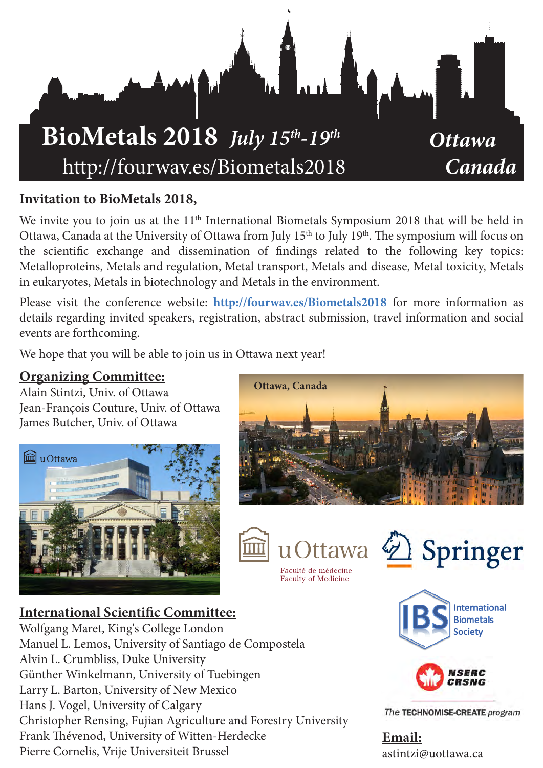# BioMetals 2018 *July 15th-19th* *Ottawa Canada*

http://fourwav.es/Biometals2018

**Invitation to BioMetals 2018,**

We invite you to join us at the 11th International Biometals Symposium 2018 that will be held in Ottawa, Canada at the University of Ottawa from July 15th to July 19th. The symposium will focus on the scientific exchange and dissemination of findings related to the following key topics: Metalloproteins, Metals and regulation, Metal transport, Metals and disease, Metal toxicity, Metals in eukaryotes, Metals in biotechnology and Metals in the environment.

Please visit the conference website: **http://fourwav.es/Biometals2018** for more information as details regarding invited speakers, registration, abstract submission, travel information and social events are forthcoming.

We hope that you will be able to join us in Ottawa next year!

**Organizing Committee:**

Alain Stintzi, Univ. of Ottawa
Jean-François Couture, Univ. of Ottawa
James Butcher, Univ. of Ottawa

Ottawa, Canada

uOttawa

uOttawa
Faculté de médecine
Faculty of Medicine

Springer

IBS International Biometals Society

NSERC CRSNG

The TECHNOMISE-CREATE program

**International Scientific Committee:**

Wolfgang Maret, King's College London
Manuel L. Lemos, University of Santiago de Compostela
Alvin L. Crumbliss, Duke University
Günther Winkelmann, University of Tuebingen
Larry L. Barton, University of New Mexico
Hans J. Vogel, University of Calgary
Christopher Rensing, Fujian Agriculture and Forestry University
Frank Thévenod, University of Witten-Herdecke
Pierre Cornelis, Vrije Universiteit Brussel

**Email:**
astintzi@uottawa.ca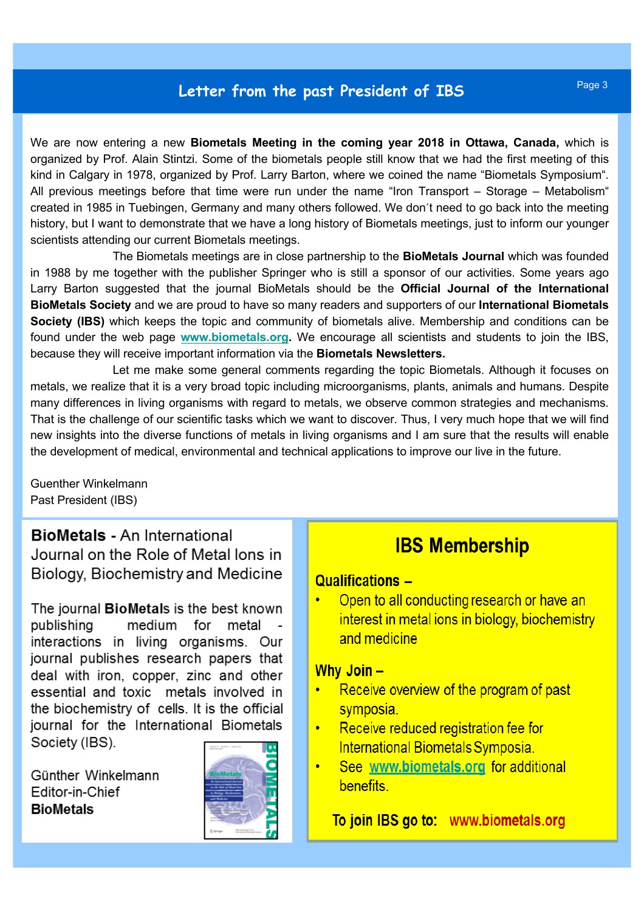## Letter from the past President of IBS

We are now entering a new **Biometals Meeting in the coming year 2018 in Ottawa, Canada,** which is organized by Prof. Alain Stintzi. Some of the biometals people still know that we had the first meeting of this kind in Calgary in 1978, organized by Prof. Larry Barton, where we coined the name “Biometals Symposium“. All previous meetings before that time were run under the name “Iron Transport – Storage – Metabolism“ created in 1985 in Tuebingen, Germany and many others followed. We don´t need to go back into the meeting history, but I want to demonstrate that we have a long history of Biometals meetings, just to inform our younger scientists attending our current Biometals meetings.

The Biometals meetings are in close partnership to the **BioMetals Journal** which was founded in 1988 by me together with the publisher Springer who is still a sponsor of our activities. Some years ago Larry Barton suggested that the journal BioMetals should be the **Official Journal of the International BioMetals Society** and we are proud to have so many readers and supporters of our **International Biometals Society (IBS)** which keeps the topic and community of biometals alive. Membership and conditions can be found under the web page **www.biometals.org.** We encourage all scientists and students to join the IBS, because they will receive important information via the **Biometals Newsletters.**

Let me make some general comments regarding the topic Biometals. Although it focuses on metals, we realize that it is a very broad topic including microorganisms, plants, animals and humans. Despite many differences in living organisms with regard to metals, we observe common strategies and mechanisms. That is the challenge of our scientific tasks which we want to discover. Thus, I very much hope that we will find new insights into the diverse functions of metals in living organisms and I am sure that the results will enable the development of medical, environmental and technical applications to improve our live in the future.

Guenther Winkelmann
Past President (IBS)

**BioMetals** - An International Journal on the Role of Metal Ions in Biology, Biochemistry and Medicine

The journal **BioMetals** is the best known publishing medium for metal - interactions in living organisms. Our journal publishes research papers that deal with iron, copper, zinc and other essential and toxic metals involved in the biochemistry of cells. It is the official journal for the International Biometals Society (IBS).

Günther Winkelmann
Editor-in-Chief
**BioMetals**

## IBS Membership

**Qualifications –**

- Open to all conducting research or have an interest in metal ions in biology, biochemistry and medicine

**Why Join –**

- Receive overview of the program of past symposia.
- Receive reduced registration fee for International Biometals Symposia.
- See www.biometals.org for additional benefits.

**To join IBS go to:** www.biometals.org